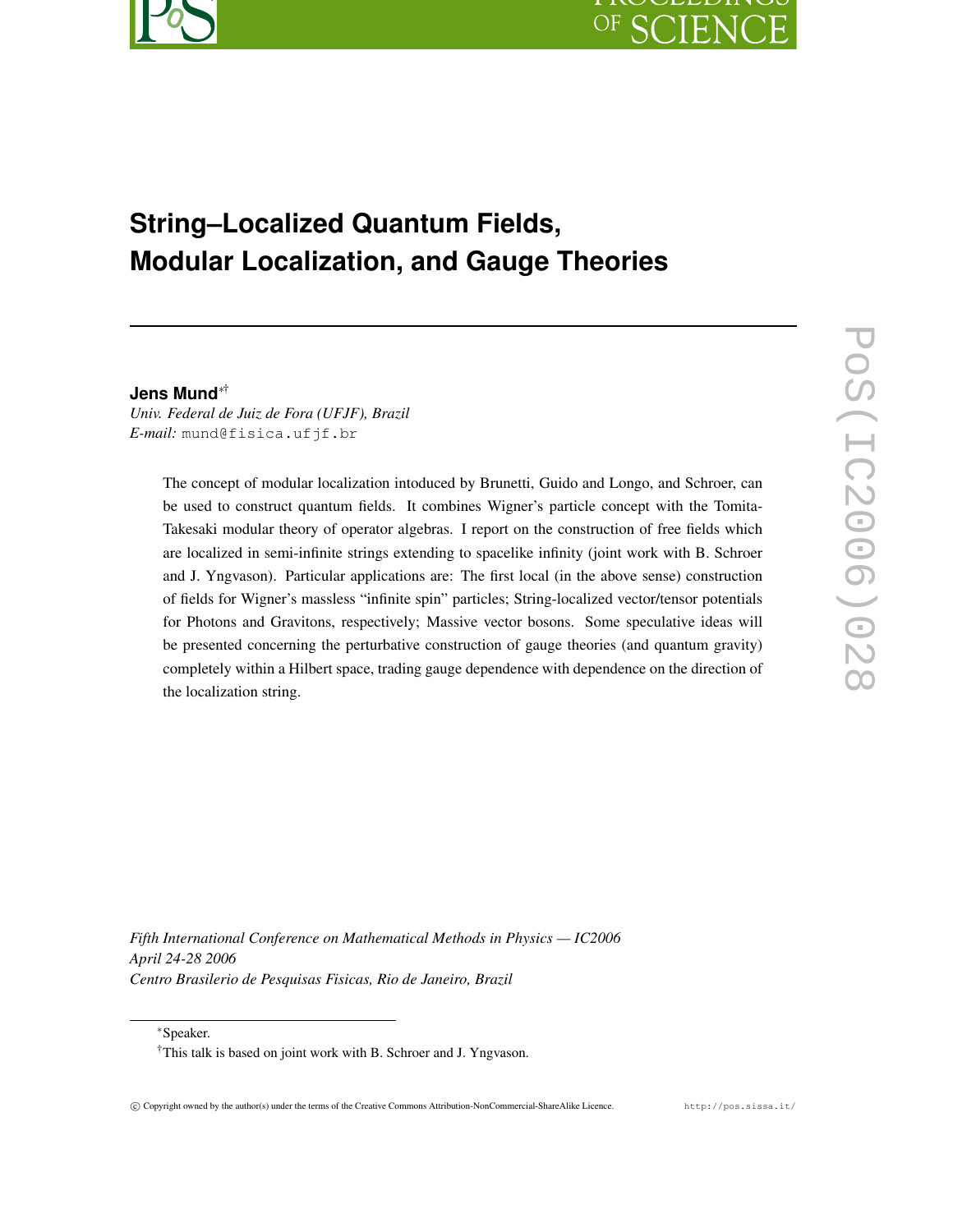# String–Localized Quantum Fields, Modular Localization, and Gauge Theories

**Jens Mund**[*†]

*Univ. Federal de Juiz de Fora (UFJF), Brazil*
*E-mail:* mund@fisica.ufjf.br

The concept of modular localization intoduced by Brunetti, Guido and Longo, and Schroer, can be used to construct quantum fields. It combines Wigner's particle concept with the Tomita-Takesaki modular theory of operator algebras. I report on the construction of free fields which are localized in semi-infinite strings extending to spacelike infinity (joint work with B. Schroer and J. Yngvason). Particular applications are: The first local (in the above sense) construction of fields for Wigner's massless "infinite spin" particles; String-localized vector/tensor potentials for Photons and Gravitons, respectively; Massive vector bosons. Some speculative ideas will be presented concerning the perturbative construction of gauge theories (and quantum gravity) completely within a Hilbert space, trading gauge dependence with dependence on the direction of the localization string.

*Fifth International Conference on Mathematical Methods in Physics — IC2006*
*April 24-28 2006*
*Centro Brasilerio de Pesquisas Fisicas, Rio de Janeiro, Brazil*

[*]Speaker.

[†]This talk is based on joint work with B. Schroer and J. Yngvason.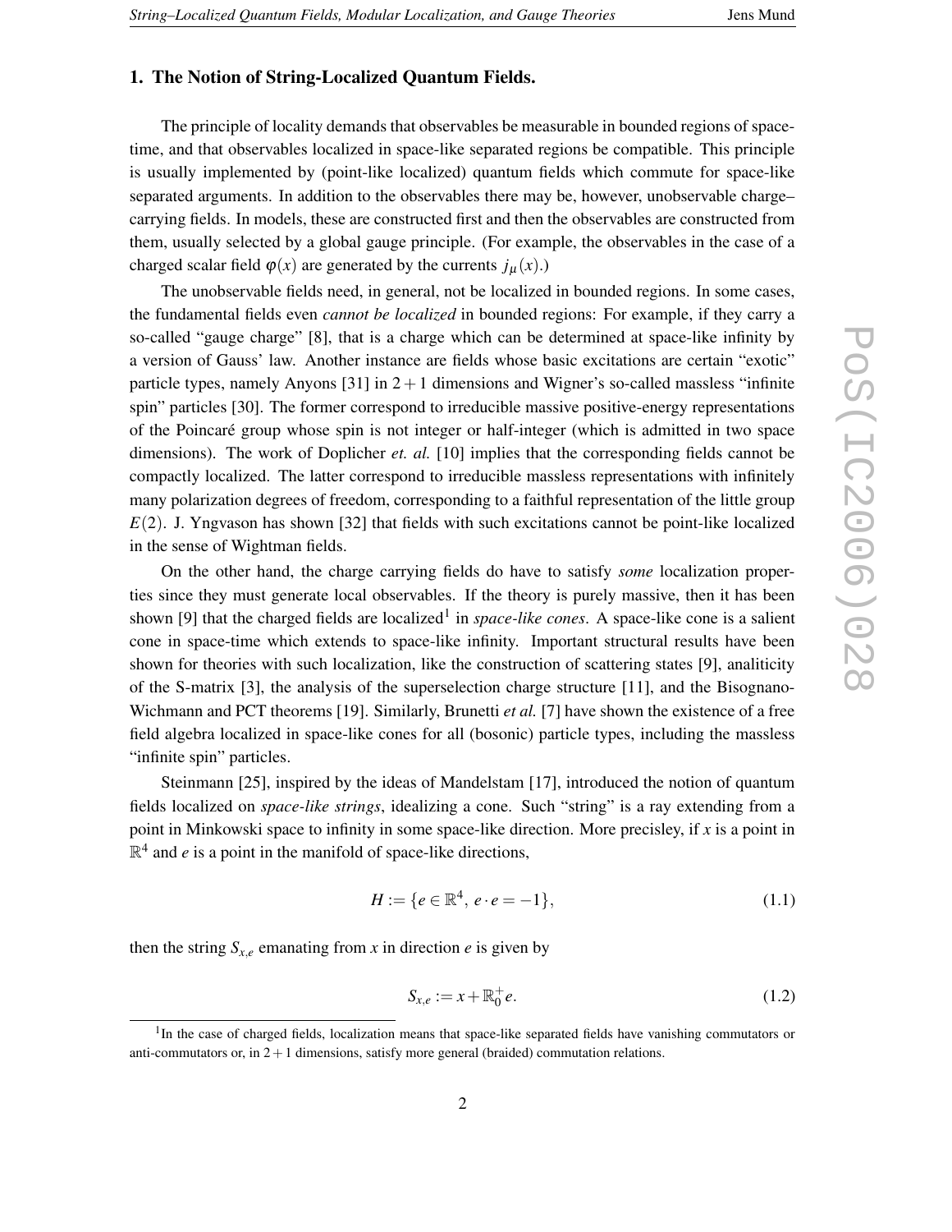## 1. The Notion of String-Localized Quantum Fields.

The principle of locality demands that observables be measurable in bounded regions of space-time, and that observables localized in space-like separated regions be compatible. This principle is usually implemented by (point-like localized) quantum fields which commute for space-like separated arguments. In addition to the observables there may be, however, unobservable charge–carrying fields. In models, these are constructed first and then the observables are constructed from them, usually selected by a global gauge principle. (For example, the observables in the case of a charged scalar field $\varphi(x)$ are generated by the currents $j_\mu(x)$.)

The unobservable fields need, in general, not be localized in bounded regions. In some cases, the fundamental fields even *cannot be localized* in bounded regions: For example, if they carry a so-called "gauge charge" [8], that is a charge which can be determined at space-like infinity by a version of Gauss' law. Another instance are fields whose basic excitations are certain "exotic" particle types, namely Anyons [31] in $2+1$ dimensions and Wigner's so-called massless "infinite spin" particles [30]. The former correspond to irreducible massive positive-energy representations of the Poincaré group whose spin is not integer or half-integer (which is admitted in two space dimensions). The work of Doplicher *et. al.* [10] implies that the corresponding fields cannot be compactly localized. The latter correspond to irreducible massless representations with infinitely many polarization degrees of freedom, corresponding to a faithful representation of the little group $E(2)$. J. Yngvason has shown [32] that fields with such excitations cannot be point-like localized in the sense of Wightman fields.

On the other hand, the charge carrying fields do have to satisfy *some* localization properties since they must generate local observables. If the theory is purely massive, then it has been shown [9] that the charged fields are localized[1] in *space-like cones*. A space-like cone is a salient cone in space-time which extends to space-like infinity. Important structural results have been shown for theories with such localization, like the construction of scattering states [9], analiticity of the S-matrix [3], the analysis of the superselection charge structure [11], and the Bisognano-Wichmann and PCT theorems [19]. Similarly, Brunetti *et al.* [7] have shown the existence of a free field algebra localized in space-like cones for all (bosonic) particle types, including the massless "infinite spin" particles.

Steinmann [25], inspired by the ideas of Mandelstam [17], introduced the notion of quantum fields localized on *space-like strings*, idealizing a cone. Such "string" is a ray extending from a point in Minkowski space to infinity in some space-like direction. More precisley, if $x$ is a point in $\mathbb{R}^4$ and $e$ is a point in the manifold of space-like directions,

$$H := \{e \in \mathbb{R}^4,\ e \cdot e = -1\}, \tag{1.1}$$

then the string $S_{x,e}$ emanating from $x$ in direction $e$ is given by

$$S_{x,e} := x + \mathbb{R}_0^+ e. \tag{1.2}$$

[1] In the case of charged fields, localization means that space-like separated fields have vanishing commutators or anti-commutators or, in $2+1$ dimensions, satisfy more general (braided) commutation relations.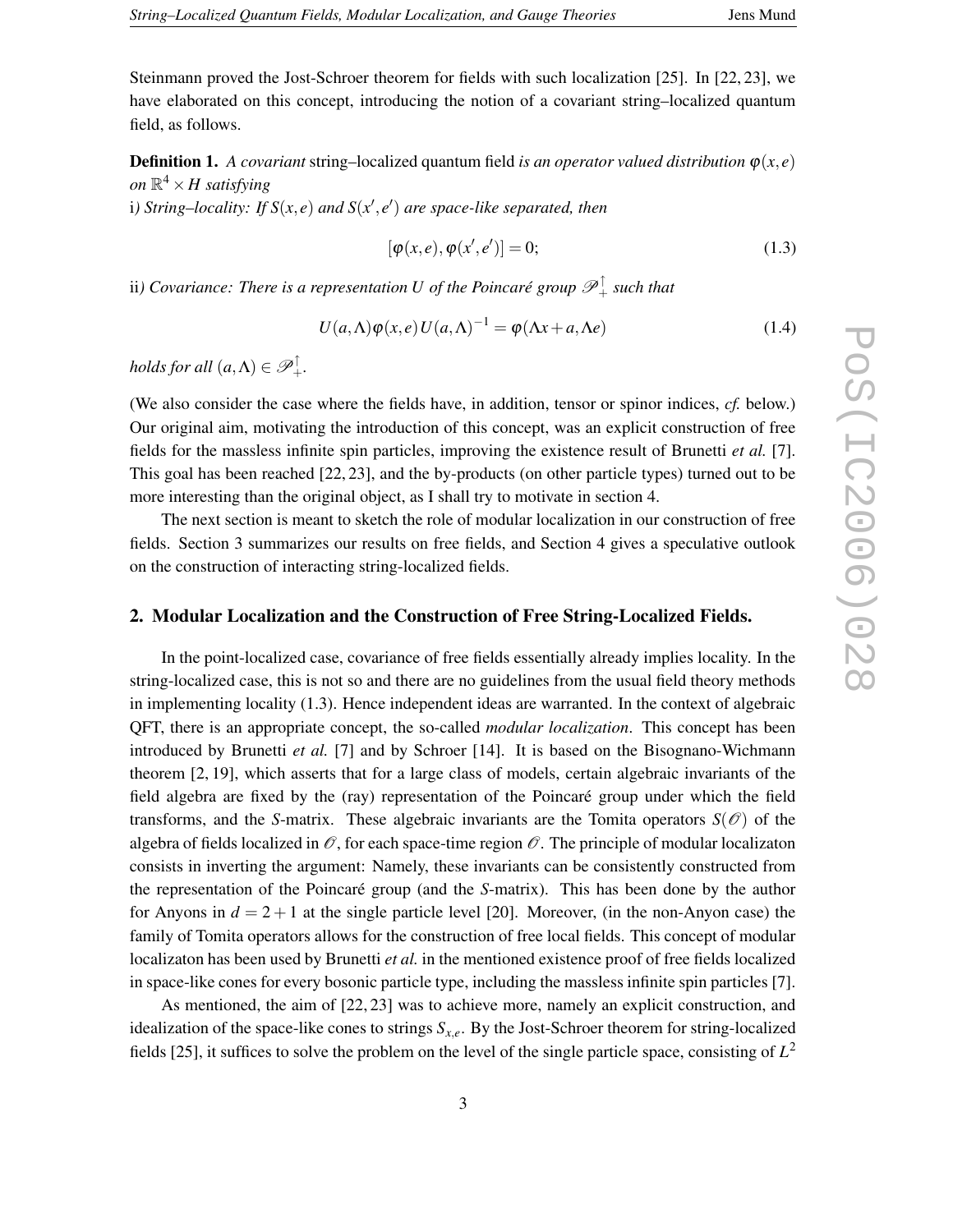Steinmann proved the Jost-Schroer theorem for fields with such localization [25]. In [22, 23], we have elaborated on this concept, introducing the notion of a covariant string–localized quantum field, as follows.

**Definition 1.** *A covariant* string–localized quantum field *is an operator valued distribution $\varphi(x,e)$ on $\mathbb{R}^4 \times H$ satisfying*

i*) String–locality: If $S(x,e)$ and $S(x',e')$ are space-like separated, then*

$$[\varphi(x,e), \varphi(x',e')] = 0; \tag{1.3}$$

ii*) Covariance: There is a representation $U$ of the Poincaré group $\mathscr{P}_+^\uparrow$ such that*

$$U(a,\Lambda)\varphi(x,e)U(a,\Lambda)^{-1} = \varphi(\Lambda x + a, \Lambda e) \tag{1.4}$$

*holds for all $(a,\Lambda) \in \mathscr{P}_+^\uparrow$.*

(We also consider the case where the fields have, in addition, tensor or spinor indices, *cf.* below.) Our original aim, motivating the introduction of this concept, was an explicit construction of free fields for the massless infinite spin particles, improving the existence result of Brunetti *et al.* [7]. This goal has been reached [22, 23], and the by-products (on other particle types) turned out to be more interesting than the original object, as I shall try to motivate in section 4.

The next section is meant to sketch the role of modular localization in our construction of free fields. Section 3 summarizes our results on free fields, and Section 4 gives a speculative outlook on the construction of interacting string-localized fields.

## 2. Modular Localization and the Construction of Free String-Localized Fields.

In the point-localized case, covariance of free fields essentially already implies locality. In the string-localized case, this is not so and there are no guidelines from the usual field theory methods in implementing locality (1.3). Hence independent ideas are warranted. In the context of algebraic QFT, there is an appropriate concept, the so-called *modular localization*. This concept has been introduced by Brunetti *et al.* [7] and by Schroer [14]. It is based on the Bisognano-Wichmann theorem [2, 19], which asserts that for a large class of models, certain algebraic invariants of the field algebra are fixed by the (ray) representation of the Poincaré group under which the field transforms, and the *S*-matrix. These algebraic invariants are the Tomita operators $S(\mathscr{O})$ of the algebra of fields localized in $\mathscr{O}$, for each space-time region $\mathscr{O}$. The principle of modular localizaton consists in inverting the argument: Namely, these invariants can be consistently constructed from the representation of the Poincaré group (and the *S*-matrix). This has been done by the author for Anyons in $d = 2+1$ at the single particle level [20]. Moreover, (in the non-Anyon case) the family of Tomita operators allows for the construction of free local fields. This concept of modular localizaton has been used by Brunetti *et al.* in the mentioned existence proof of free fields localized in space-like cones for every bosonic particle type, including the massless infinite spin particles [7].

As mentioned, the aim of [22, 23] was to achieve more, namely an explicit construction, and idealization of the space-like cones to strings $S_{x,e}$. By the Jost-Schroer theorem for string-localized fields [25], it suffices to solve the problem on the level of the single particle space, consisting of $L^2$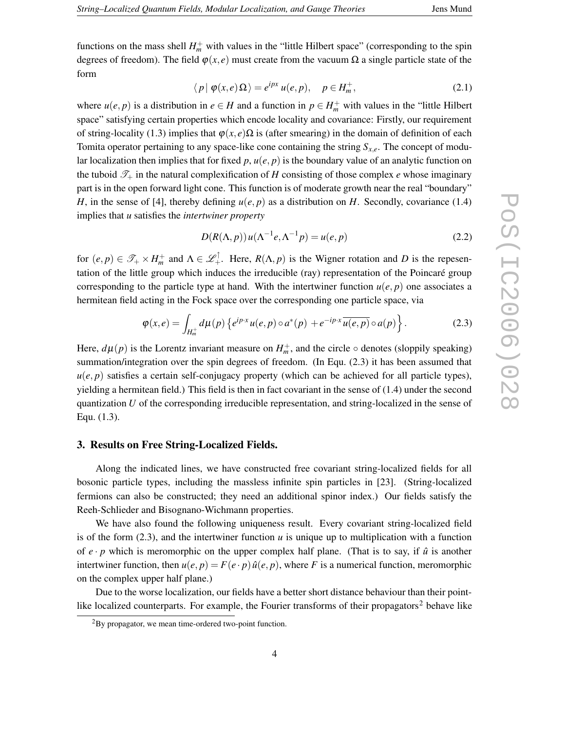functions on the mass shell $H_m^+$ with values in the "little Hilbert space" (corresponding to the spin degrees of freedom). The field $\varphi(x,e)$ must create from the vacuum $\Omega$ a single particle state of the form

$$\langle p \,|\, \varphi(x,e)\,\Omega \rangle = e^{ipx}\, u(e,p), \quad p \in H_m^+, \tag{2.1}$$

where $u(e,p)$ is a distribution in $e \in H$ and a function in $p \in H_m^+$ with values in the "little Hilbert space" satisfying certain properties which encode locality and covariance: Firstly, our requirement of string-locality (1.3) implies that $\varphi(x,e)\Omega$ is (after smearing) in the domain of definition of each Tomita operator pertaining to any space-like cone containing the string $S_{x,e}$. The concept of modular localization then implies that for fixed $p$, $u(e,p)$ is the boundary value of an analytic function on the tuboid $\mathcal{T}_+$ in the natural complexification of $H$ consisting of those complex $e$ whose imaginary part is in the open forward light cone. This function is of moderate growth near the real "boundary" $H$, in the sense of [4], thereby defining $u(e,p)$ as a distribution on $H$. Secondly, covariance (1.4) implies that $u$ satisfies the *intertwiner property*

$$D(R(\Lambda,p))\, u(\Lambda^{-1}e, \Lambda^{-1}p) = u(e,p) \tag{2.2}$$

for $(e,p) \in \mathcal{T}_+ \times H_m^+$ and $\Lambda \in \mathcal{L}_+^\uparrow$. Here, $R(\Lambda,p)$ is the Wigner rotation and $D$ is the repesentation of the little group which induces the irreducible (ray) representation of the Poincaré group corresponding to the particle type at hand. With the intertwiner function $u(e,p)$ one associates a hermitean field acting in the Fock space over the corresponding one particle space, via

$$\varphi(x,e) = \int_{H_m^+} d\mu(p) \left\{ e^{ip\cdot x} u(e,p) \circ a^*(p) \, + e^{-ip\cdot x} \overline{u(e,p)} \circ a(p) \right\}. \tag{2.3}$$

Here, $d\mu(p)$ is the Lorentz invariant measure on $H_m^+$, and the circle $\circ$ denotes (sloppily speaking) summation/integration over the spin degrees of freedom. (In Equ. (2.3) it has been assumed that $u(e,p)$ satisfies a certain self-conjugacy property (which can be achieved for all particle types), yielding a hermitean field.) This field is then in fact covariant in the sense of (1.4) under the second quantization $U$ of the corresponding irreducible representation, and string-localized in the sense of Equ. (1.3).

## 3. Results on Free String-Localized Fields.

Along the indicated lines, we have constructed free covariant string-localized fields for all bosonic particle types, including the massless infinite spin particles in [23]. (String-localized fermions can also be constructed; they need an additional spinor index.) Our fields satisfy the Reeh-Schlieder and Bisognano-Wichmann properties.

We have also found the following uniqueness result. Every covariant string-localized field is of the form (2.3), and the intertwiner function $u$ is unique up to multiplication with a function of $e\cdot p$ which is meromorphic on the upper complex half plane. (That is to say, if $\hat{u}$ is another intertwiner function, then $u(e,p) = F(e\cdot p)\,\hat{u}(e,p)$, where $F$ is a numerical function, meromorphic on the complex upper half plane.)

Due to the worse localization, our fields have a better short distance behaviour than their point-like localized counterparts. For example, the Fourier transforms of their propagators[2] behave like

[2] By propagator, we mean time-ordered two-point function.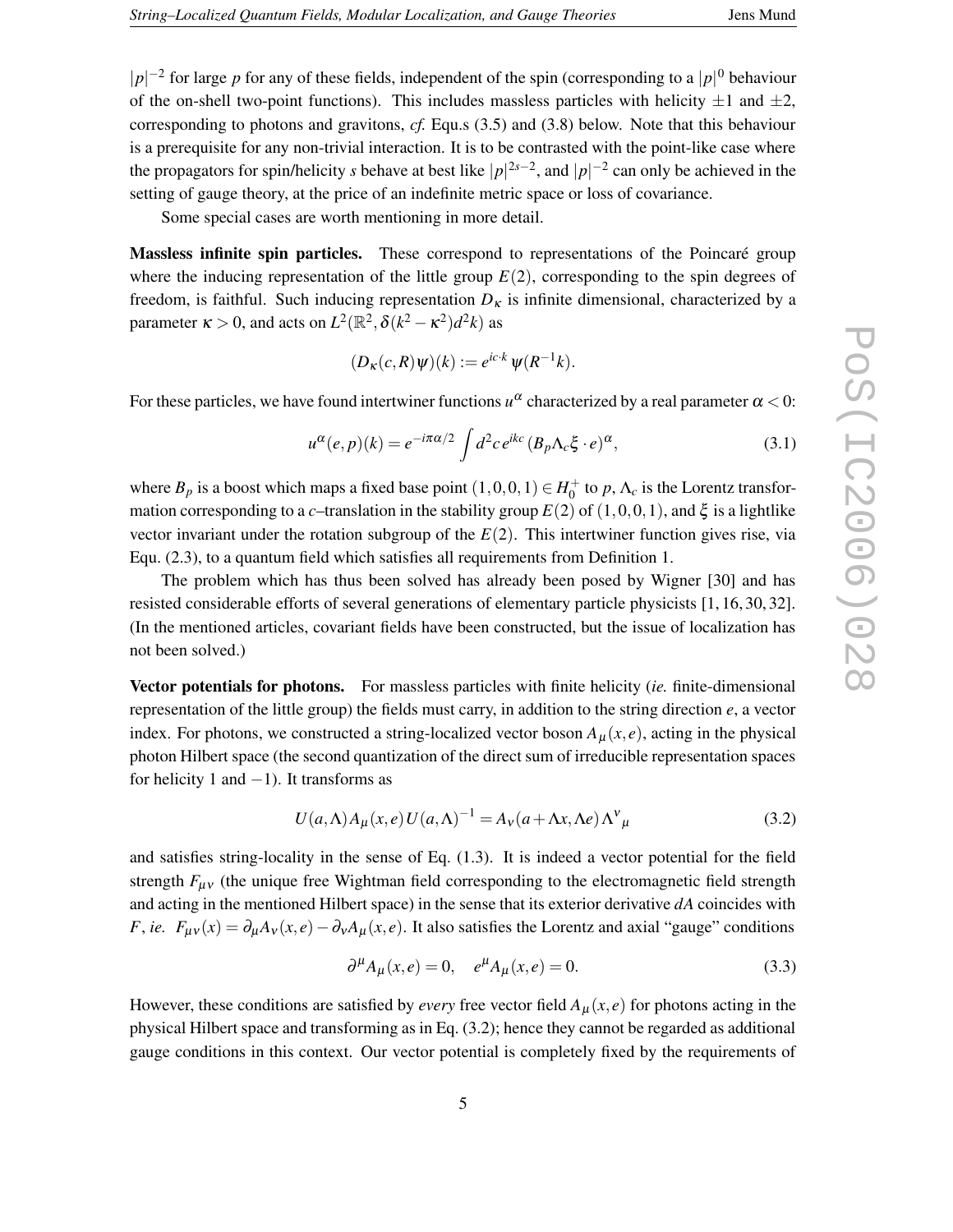$|p|^{-2}$ for large $p$ for any of these fields, independent of the spin (corresponding to a $|p|^0$ behaviour of the on-shell two-point functions). This includes massless particles with helicity $\pm1$ and $\pm2$, corresponding to photons and gravitons, *cf.* Equ.s (3.5) and (3.8) below. Note that this behaviour is a prerequisite for any non-trivial interaction. It is to be contrasted with the point-like case where the propagators for spin/helicity $s$ behave at best like $|p|^{2s-2}$, and $|p|^{-2}$ can only be achieved in the setting of gauge theory, at the price of an indefinite metric space or loss of covariance.

Some special cases are worth mentioning in more detail.

**Massless infinite spin particles.** These correspond to representations of the Poincaré group where the inducing representation of the little group $E(2)$, corresponding to the spin degrees of freedom, is faithful. Such inducing representation $D_\kappa$ is infinite dimensional, characterized by a parameter $\kappa > 0$, and acts on $L^2(\mathbb{R}^2, \delta(k^2-\kappa^2)d^2k)$ as

$$(D_\kappa(c,R)\psi)(k) := e^{ic\cdot k}\,\psi(R^{-1}k).$$

For these particles, we have found intertwiner functions $u^\alpha$ characterized by a real parameter $\alpha < 0$:

$$u^\alpha(e,p)(k) = e^{-i\pi\alpha/2}\int d^2c\, e^{ikc}\,(B_p\Lambda_c\xi\cdot e)^\alpha, \tag{3.1}$$

where $B_p$ is a boost which maps a fixed base point $(1,0,0,1) \in H_0^+$ to $p$, $\Lambda_c$ is the Lorentz transformation corresponding to a $c$–translation in the stability group $E(2)$ of $(1,0,0,1)$, and $\xi$ is a lightlike vector invariant under the rotation subgroup of the $E(2)$. This intertwiner function gives rise, via Equ. (2.3), to a quantum field which satisfies all requirements from Definition 1.

The problem which has thus been solved has already been posed by Wigner [30] and has resisted considerable efforts of several generations of elementary particle physicists [1, 16, 30, 32]. (In the mentioned articles, covariant fields have been constructed, but the issue of localization has not been solved.)

**Vector potentials for photons.** For massless particles with finite helicity (*ie.* finite-dimensional representation of the little group) the fields must carry, in addition to the string direction $e$, a vector index. For photons, we constructed a string-localized vector boson $A_\mu(x,e)$, acting in the physical photon Hilbert space (the second quantization of the direct sum of irreducible representation spaces for helicity 1 and $-1$). It transforms as

$$U(a,\Lambda)A_\mu(x,e)U(a,\Lambda)^{-1} = A_\nu(a+\Lambda x, \Lambda e)\Lambda^\nu{}_\mu \tag{3.2}$$

and satisfies string-locality in the sense of Eq. (1.3). It is indeed a vector potential for the field strength $F_{\mu\nu}$ (the unique free Wightman field corresponding to the electromagnetic field strength and acting in the mentioned Hilbert space) in the sense that its exterior derivative $dA$ coincides with $F$, *ie.* $F_{\mu\nu}(x) = \partial_\mu A_\nu(x,e) - \partial_\nu A_\mu(x,e)$. It also satisfies the Lorentz and axial "gauge" conditions

$$\partial^\mu A_\mu(x,e) = 0, \quad e^\mu A_\mu(x,e) = 0. \tag{3.3}$$

However, these conditions are satisfied by *every* free vector field $A_\mu(x,e)$ for photons acting in the physical Hilbert space and transforming as in Eq. (3.2); hence they cannot be regarded as additional gauge conditions in this context. Our vector potential is completely fixed by the requirements of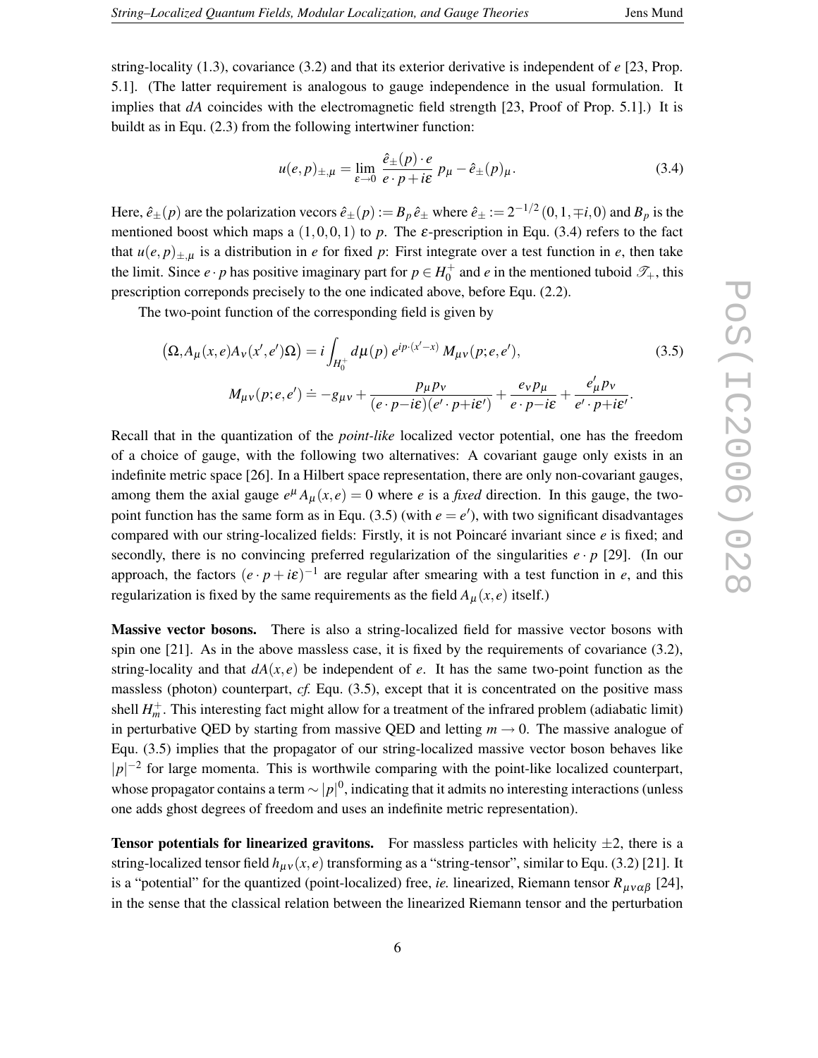string-locality (1.3), covariance (3.2) and that its exterior derivative is independent of $e$ [23, Prop. 5.1]. (The latter requirement is analogous to gauge independence in the usual formulation. It implies that $dA$ coincides with the electromagnetic field strength [23, Proof of Prop. 5.1].) It is buildt as in Equ. (2.3) from the following intertwiner function:

$$u(e,p)_{\pm,\mu} = \lim_{\varepsilon\to 0} \frac{\hat{e}_\pm(p)\cdot e}{e\cdot p + i\varepsilon}\, p_\mu - \hat{e}_\pm(p)_\mu . \tag{3.4}$$

Here, $\hat{e}_\pm(p)$ are the polarization vecors $\hat{e}_\pm(p) := B_p\,\hat{e}_\pm$ where $\hat{e}_\pm := 2^{-1/2}\,(0,1,\mp i,0)$ and $B_p$ is the mentioned boost which maps a $(1,0,0,1)$ to $p$. The $\varepsilon$-prescription in Equ. (3.4) refers to the fact that $u(e,p)_{\pm,\mu}$ is a distribution in $e$ for fixed $p$: First integrate over a test function in $e$, then take the limit. Since $e\cdot p$ has positive imaginary part for $p\in H_0^+$ and $e$ in the mentioned tuboid $\mathscr{T}_+$, this prescription correponds precisely to the one indicated above, before Equ. (2.2).

The two-point function of the corresponding field is given by

$$\big(\Omega, A_\mu(x,e)A_\nu(x',e')\Omega\big) = i\int_{H_0^+} d\mu(p)\; e^{ip\cdot(x'-x)}\, M_{\mu\nu}(p;e,e'), \tag{3.5}$$

$$M_{\mu\nu}(p;e,e') \doteq -g_{\mu\nu} + \frac{p_\mu p_\nu}{(e\cdot p - i\varepsilon)(e'\cdot p + i\varepsilon')} + \frac{e_\nu p_\mu}{e\cdot p - i\varepsilon} + \frac{e'_\mu p_\nu}{e'\cdot p + i\varepsilon'}.$$

Recall that in the quantization of the *point-like* localized vector potential, one has the freedom of a choice of gauge, with the following two alternatives: A covariant gauge only exists in an indefinite metric space [26]. In a Hilbert space representation, there are only non-covariant gauges, among them the axial gauge $e^\mu A_\mu(x,e) = 0$ where $e$ is a *fixed* direction. In this gauge, the two-point function has the same form as in Equ. (3.5) (with $e = e'$), with two significant disadvantages compared with our string-localized fields: Firstly, it is not Poincaré invariant since $e$ is fixed; and secondly, there is no convincing preferred regularization of the singularities $e\cdot p$ [29]. (In our approach, the factors $(e\cdot p + i\varepsilon)^{-1}$ are regular after smearing with a test function in $e$, and this regularization is fixed by the same requirements as the field $A_\mu(x,e)$ itself.)

**Massive vector bosons.** There is also a string-localized field for massive vector bosons with spin one [21]. As in the above massless case, it is fixed by the requirements of covariance (3.2), string-locality and that $dA(x,e)$ be independent of $e$. It has the same two-point function as the massless (photon) counterpart, *cf.* Equ. (3.5), except that it is concentrated on the positive mass shell $H_m^+$. This interesting fact might allow for a treatment of the infrared problem (adiabatic limit) in perturbative QED by starting from massive QED and letting $m\to 0$. The massive analogue of Equ. (3.5) implies that the propagator of our string-localized massive vector boson behaves like $|p|^{-2}$ for large momenta. This is worthwile comparing with the point-like localized counterpart, whose propagator contains a term $\sim |p|^0$, indicating that it admits no interesting interactions (unless one adds ghost degrees of freedom and uses an indefinite metric representation).

**Tensor potentials for linearized gravitons.** For massless particles with helicity $\pm 2$, there is a string-localized tensor field $h_{\mu\nu}(x,e)$ transforming as a "string-tensor", similar to Equ. (3.2) [21]. It is a "potential" for the quantized (point-localized) free, *ie.* linearized, Riemann tensor $R_{\mu\nu\alpha\beta}$ [24], in the sense that the classical relation between the linearized Riemann tensor and the perturbation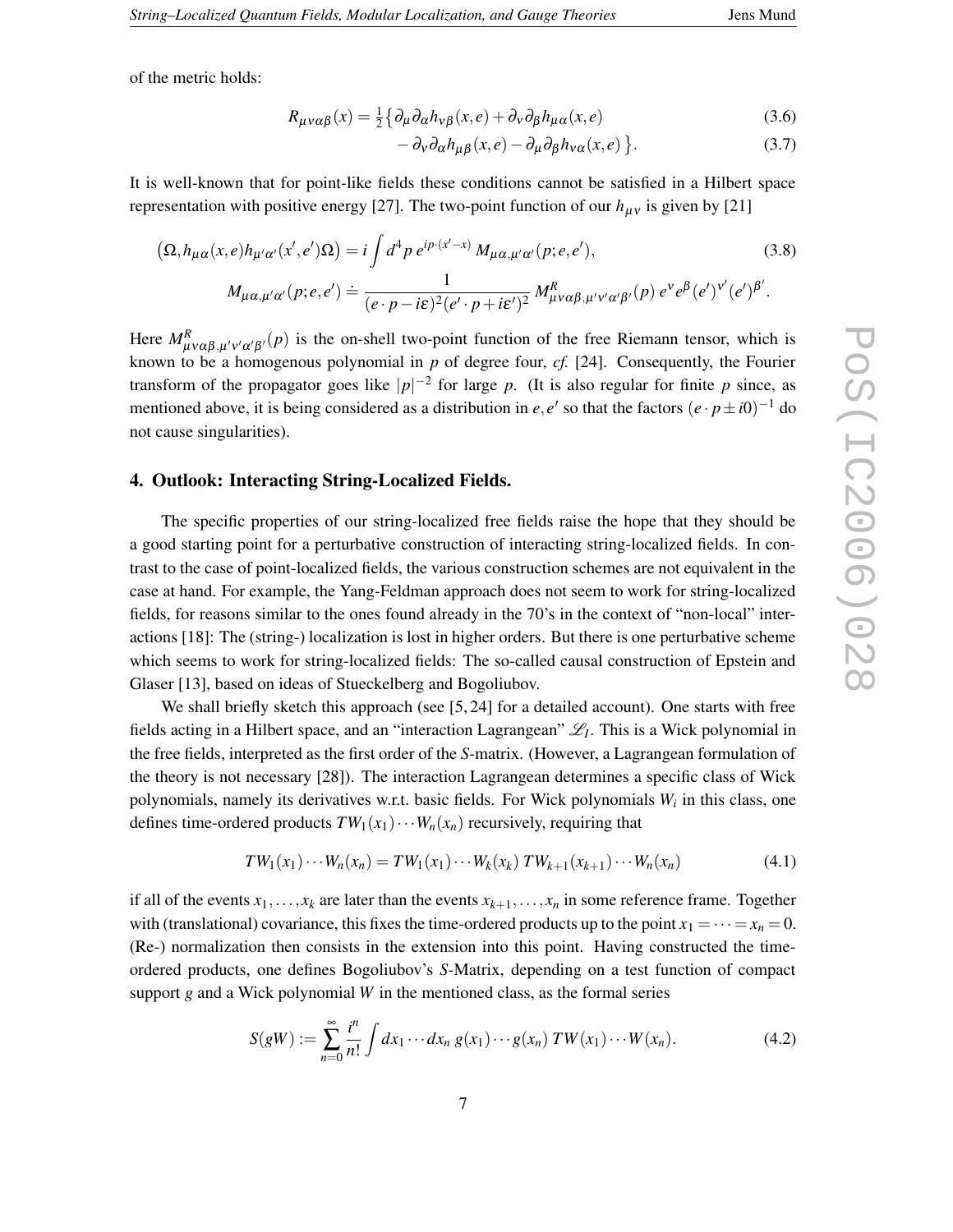of the metric holds:

$$R_{\mu\nu\alpha\beta}(x) = \tfrac{1}{2}\big\{\partial_\mu\partial_\alpha h_{\nu\beta}(x,e) + \partial_\nu\partial_\beta h_{\mu\alpha}(x,e) \tag{3.6}$$

$$- \partial_\nu\partial_\alpha h_{\mu\beta}(x,e) - \partial_\mu\partial_\beta h_{\nu\alpha}(x,e)\big\}. \tag{3.7}$$

It is well-known that for point-like fields these conditions cannot be satisfied in a Hilbert space representation with positive energy [27]. The two-point function of our $h_{\mu\nu}$ is given by [21]

$$\big(\Omega, h_{\mu\alpha}(x,e)h_{\mu'\alpha'}(x',e')\Omega\big) = i\int d^4p\, e^{ip\cdot(x'-x)}\, M_{\mu\alpha,\mu'\alpha'}(p;e,e'), \tag{3.8}$$

$$M_{\mu\alpha,\mu'\alpha'}(p;e,e') \doteq \frac{1}{(e\cdot p - i\varepsilon)^2(e'\cdot p + i\varepsilon')^2}\, M^R_{\mu\nu\alpha\beta,\mu'\nu'\alpha'\beta'}(p)\, e^\nu e^\beta (e')^{\nu'}(e')^{\beta'}.$$

Here $M^R_{\mu\nu\alpha\beta,\mu'\nu'\alpha'\beta'}(p)$ is the on-shell two-point function of the free Riemann tensor, which is known to be a homogenous polynomial in $p$ of degree four, *cf.* [24]. Consequently, the Fourier transform of the propagator goes like $|p|^{-2}$ for large $p$. (It is also regular for finite $p$ since, as mentioned above, it is being considered as a distribution in $e, e'$ so that the factors $(e\cdot p \pm i0)^{-1}$ do not cause singularities).

## 4. Outlook: Interacting String-Localized Fields.

The specific properties of our string-localized free fields raise the hope that they should be a good starting point for a perturbative construction of interacting string-localized fields. In contrast to the case of point-localized fields, the various construction schemes are not equivalent in the case at hand. For example, the Yang-Feldman approach does not seem to work for string-localized fields, for reasons similar to the ones found already in the 70's in the context of "non-local" interactions [18]: The (string-) localization is lost in higher orders. But there is one perturbative scheme which seems to work for string-localized fields: The so-called causal construction of Epstein and Glaser [13], based on ideas of Stueckelberg and Bogoliubov.

We shall briefly sketch this approach (see [5, 24] for a detailed account). One starts with free fields acting in a Hilbert space, and an "interaction Lagrangean" $\mathscr{L}_I$. This is a Wick polynomial in the free fields, interpreted as the first order of the *S*-matrix. (However, a Lagrangean formulation of the theory is not necessary [28]). The interaction Lagrangean determines a specific class of Wick polynomials, namely its derivatives w.r.t. basic fields. For Wick polynomials $W_i$ in this class, one defines time-ordered products $TW_1(x_1)\cdots W_n(x_n)$ recursively, requiring that

$$TW_1(x_1)\cdots W_n(x_n) = TW_1(x_1)\cdots W_k(x_k)\, TW_{k+1}(x_{k+1})\cdots W_n(x_n) \tag{4.1}$$

if all of the events $x_1,\ldots,x_k$ are later than the events $x_{k+1},\ldots,x_n$ in some reference frame. Together with (translational) covariance, this fixes the time-ordered products up to the point $x_1 = \cdots = x_n = 0$. (Re-) normalization then consists in the extension into this point. Having constructed the time-ordered products, one defines Bogoliubov's *S*-Matrix, depending on a test function of compact support $g$ and a Wick polynomial $W$ in the mentioned class, as the formal series

$$S(gW) := \sum_{n=0}^{\infty} \frac{i^n}{n!}\int dx_1\cdots dx_n\, g(x_1)\cdots g(x_n)\, TW(x_1)\cdots W(x_n). \tag{4.2}$$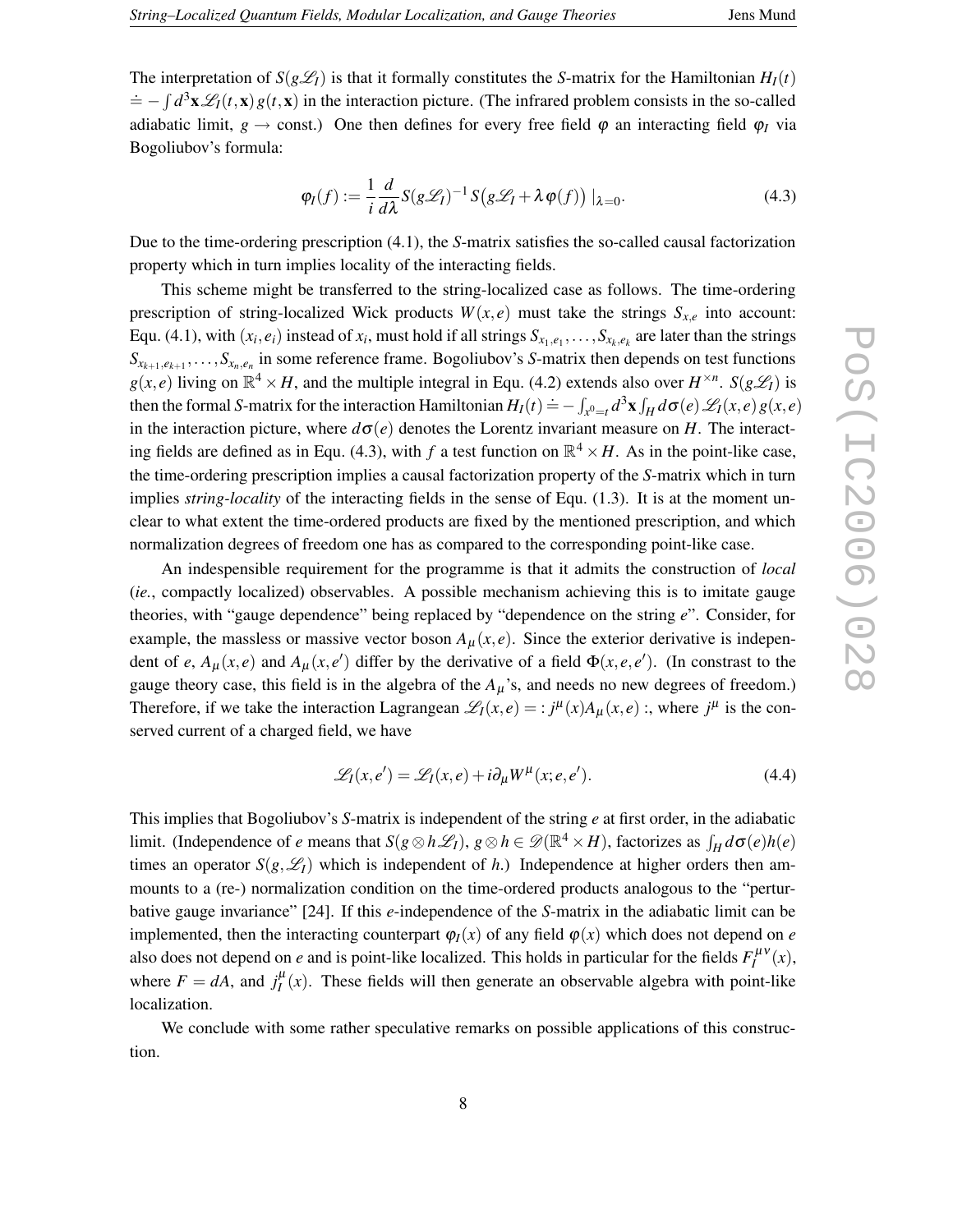The interpretation of $S(g\mathscr{L}_I)$ is that it formally constitutes the $S$-matrix for the Hamiltonian $H_I(t) \doteq -\int d^3\mathbf{x}\, \mathscr{L}_I(t,\mathbf{x})\, g(t,\mathbf{x})$ in the interaction picture. (The infrared problem consists in the so-called adiabatic limit, $g \to$ const.) One then defines for every free field $\varphi$ an interacting field $\varphi_I$ via Bogoliubov's formula:

$$\varphi_I(f) := \frac{1}{i}\frac{d}{d\lambda} S(g\mathscr{L}_I)^{-1}\, S\big(g\mathscr{L}_I + \lambda\,\varphi(f)\big)\,\big|_{\lambda=0}. \tag{4.3}$$

Due to the time-ordering prescription (4.1), the $S$-matrix satisfies the so-called causal factorization property which in turn implies locality of the interacting fields.

This scheme might be transferred to the string-localized case as follows. The time-ordering prescription of string-localized Wick products $W(x,e)$ must take the strings $S_{x,e}$ into account: Equ. (4.1), with $(x_i,e_i)$ instead of $x_i$, must hold if all strings $S_{x_1,e_1},\dots,S_{x_k,e_k}$ are later than the strings $S_{x_{k+1},e_{k+1}},\dots,S_{x_n,e_n}$ in some reference frame. Bogoliubov's $S$-matrix then depends on test functions $g(x,e)$ living on $\mathbb{R}^4\times H$, and the multiple integral in Equ. (4.2) extends also over $H^{\times n}$. $S(g\mathscr{L}_I)$ is then the formal $S$-matrix for the interaction Hamiltonian $H_I(t) \doteq -\int_{x^0=t} d^3\mathbf{x}\int_H d\sigma(e)\, \mathscr{L}_I(x,e)\, g(x,e)$ in the interaction picture, where $d\sigma(e)$ denotes the Lorentz invariant measure on $H$. The interacting fields are defined as in Equ. (4.3), with $f$ a test function on $\mathbb{R}^4\times H$. As in the point-like case, the time-ordering prescription implies a causal factorization property of the $S$-matrix which in turn implies *string-locality* of the interacting fields in the sense of Equ. (1.3). It is at the moment unclear to what extent the time-ordered products are fixed by the mentioned prescription, and which normalization degrees of freedom one has as compared to the corresponding point-like case.

An indespensible requirement for the programme is that it admits the construction of *local* (*ie.*, compactly localized) observables. A possible mechanism achieving this is to imitate gauge theories, with "gauge dependence" being replaced by "dependence on the string $e$". Consider, for example, the massless or massive vector boson $A_\mu(x,e)$. Since the exterior derivative is independent of $e$, $A_\mu(x,e)$ and $A_\mu(x,e')$ differ by the derivative of a field $\Phi(x,e,e')$. (In constrast to the gauge theory case, this field is in the algebra of the $A_\mu$'s, and needs no new degrees of freedom.) Therefore, if we take the interaction Lagrangean $\mathscr{L}_I(x,e) = :j^\mu(x)A_\mu(x,e):$, where $j^\mu$ is the conserved current of a charged field, we have

$$\mathscr{L}_I(x,e') = \mathscr{L}_I(x,e) + i\partial_\mu W^\mu(x;e,e'). \tag{4.4}$$

This implies that Bogoliubov's $S$-matrix is independent of the string $e$ at first order, in the adiabatic limit. (Independence of $e$ means that $S(g\otimes h\mathscr{L}_I)$, $g\otimes h\in\mathscr{D}(\mathbb{R}^4\times H)$, factorizes as $\int_H d\sigma(e)h(e)$ times an operator $S(g,\mathscr{L}_I)$ which is independent of $h$.) Independence at higher orders then ammounts to a (re-) normalization condition on the time-ordered products analogous to the "perturbative gauge invariance" [24]. If this $e$-independence of the $S$-matrix in the adiabatic limit can be implemented, then the interacting counterpart $\varphi_I(x)$ of any field $\varphi(x)$ which does not depend on $e$ also does not depend on $e$ and is point-like localized. This holds in particular for the fields $F_I^{\mu\nu}(x)$, where $F = dA$, and $j_I^\mu(x)$. These fields will then generate an observable algebra with point-like localization.

We conclude with some rather speculative remarks on possible applications of this construction.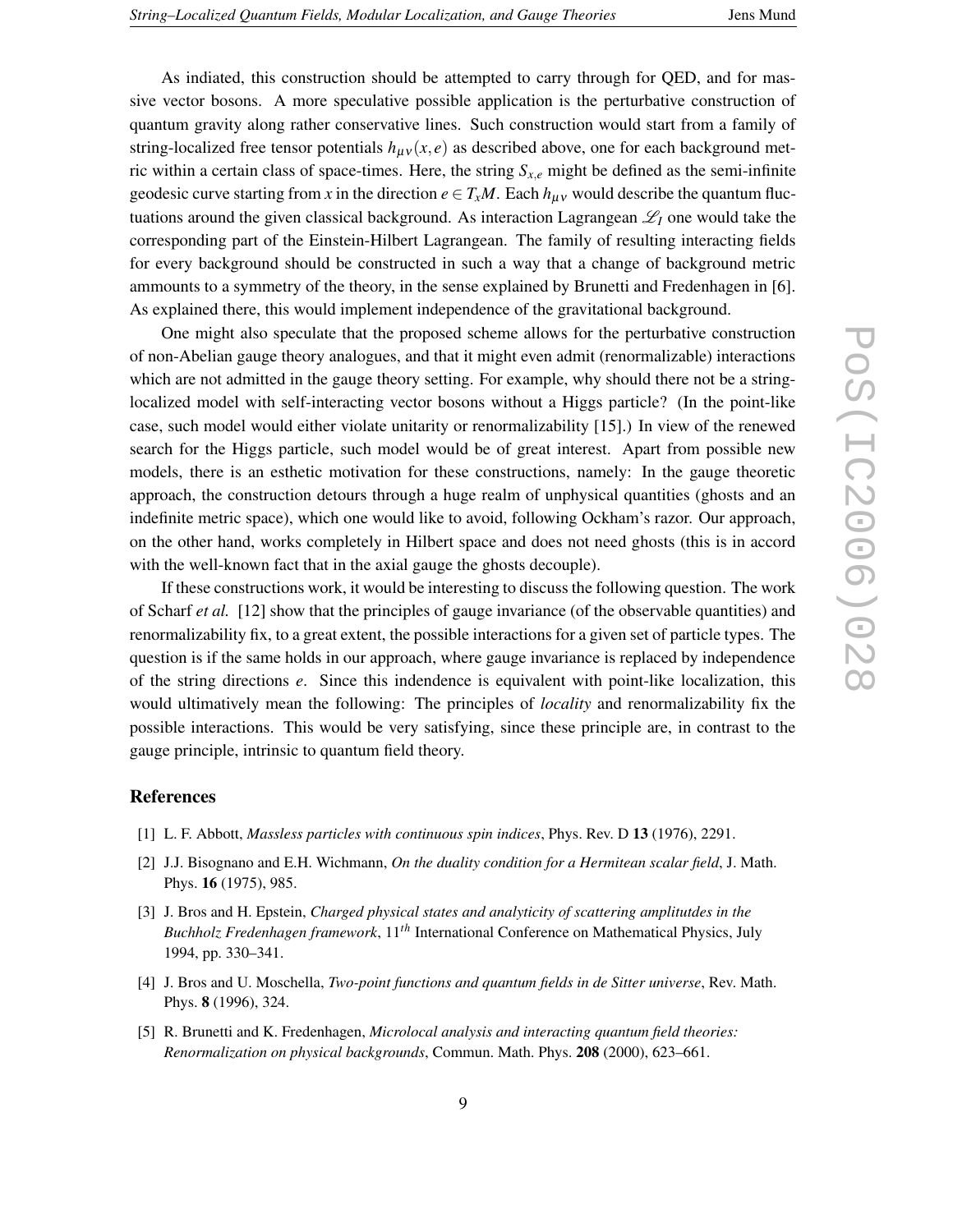As indiated, this construction should be attempted to carry through for QED, and for massive vector bosons. A more speculative possible application is the perturbative construction of quantum gravity along rather conservative lines. Such construction would start from a family of string-localized free tensor potentials $h_{\mu\nu}(x,e)$ as described above, one for each background metric within a certain class of space-times. Here, the string $S_{x,e}$ might be defined as the semi-infinite geodesic curve starting from $x$ in the direction $e \in T_x M$. Each $h_{\mu\nu}$ would describe the quantum fluctuations around the given classical background. As interaction Lagrangean $\mathscr{L}_I$ one would take the corresponding part of the Einstein-Hilbert Lagrangean. The family of resulting interacting fields for every background should be constructed in such a way that a change of background metric ammounts to a symmetry of the theory, in the sense explained by Brunetti and Fredenhagen in [6]. As explained there, this would implement independence of the gravitational background.

One might also speculate that the proposed scheme allows for the perturbative construction of non-Abelian gauge theory analogues, and that it might even admit (renormalizable) interactions which are not admitted in the gauge theory setting. For example, why should there not be a string-localized model with self-interacting vector bosons without a Higgs particle? (In the point-like case, such model would either violate unitarity or renormalizability [15].) In view of the renewed search for the Higgs particle, such model would be of great interest. Apart from possible new models, there is an esthetic motivation for these constructions, namely: In the gauge theoretic approach, the construction detours through a huge realm of unphysical quantities (ghosts and an indefinite metric space), which one would like to avoid, following Ockham's razor. Our approach, on the other hand, works completely in Hilbert space and does not need ghosts (this is in accord with the well-known fact that in the axial gauge the ghosts decouple).

If these constructions work, it would be interesting to discuss the following question. The work of Scharf *et al.* [12] show that the principles of gauge invariance (of the observable quantities) and renormalizability fix, to a great extent, the possible interactions for a given set of particle types. The question is if the same holds in our approach, where gauge invariance is replaced by independence of the string directions $e$. Since this indendence is equivalent with point-like localization, this would ultimatively mean the following: The principles of *locality* and renormalizability fix the possible interactions. This would be very satisfying, since these principle are, in contrast to the gauge principle, intrinsic to quantum field theory.

## References

[1] L. F. Abbott, *Massless particles with continuous spin indices*, Phys. Rev. D **13** (1976), 2291.

[2] J.J. Bisognano and E.H. Wichmann, *On the duality condition for a Hermitean scalar field*, J. Math. Phys. **16** (1975), 985.

[3] J. Bros and H. Epstein, *Charged physical states and analyticity of scattering amplitutdes in the Buchholz Fredenhagen framework*, $11^{th}$ International Conference on Mathematical Physics, July 1994, pp. 330–341.

[4] J. Bros and U. Moschella, *Two-point functions and quantum fields in de Sitter universe*, Rev. Math. Phys. **8** (1996), 324.

[5] R. Brunetti and K. Fredenhagen, *Microlocal analysis and interacting quantum field theories: Renormalization on physical backgrounds*, Commun. Math. Phys. **208** (2000), 623–661.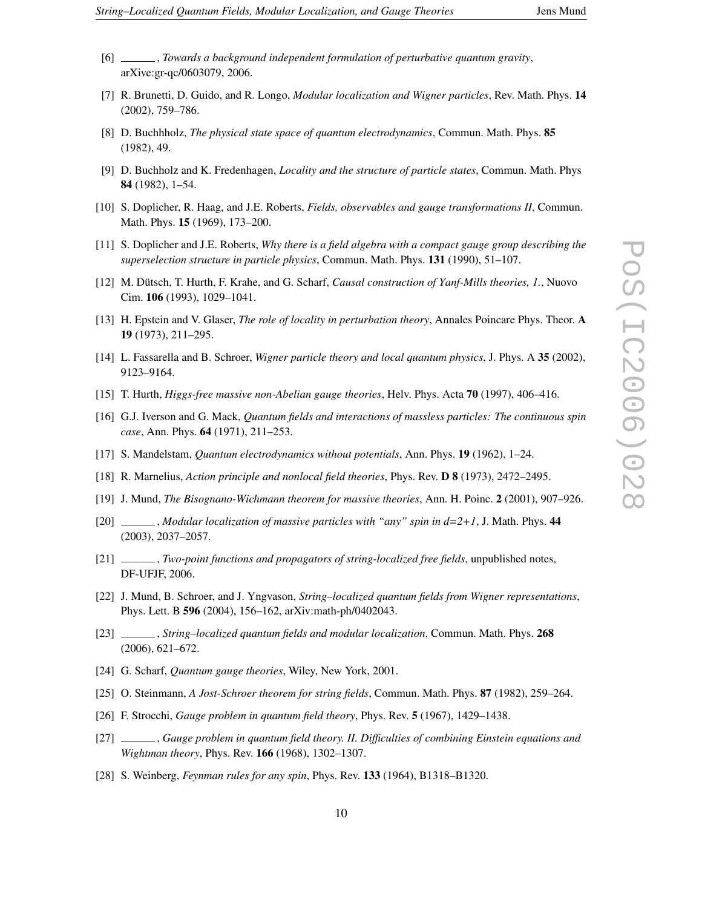[6] ______, *Towards a background independent formulation of perturbative quantum gravity*, arXive:gr-qc/0603079, 2006.

[7] R. Brunetti, D. Guido, and R. Longo, *Modular localization and Wigner particles*, Rev. Math. Phys. **14** (2002), 759–786.

[8] D. Buchhholz, *The physical state space of quantum electrodynamics*, Commun. Math. Phys. **85** (1982), 49.

[9] D. Buchholz and K. Fredenhagen, *Locality and the structure of particle states*, Commun. Math. Phys **84** (1982), 1–54.

[10] S. Doplicher, R. Haag, and J.E. Roberts, *Fields, observables and gauge transformations II*, Commun. Math. Phys. **15** (1969), 173–200.

[11] S. Doplicher and J.E. Roberts, *Why there is a field algebra with a compact gauge group describing the superselection structure in particle physics*, Commun. Math. Phys. **131** (1990), 51–107.

[12] M. Dütsch, T. Hurth, F. Krahe, and G. Scharf, *Causal construction of Yanf-Mills theories, 1.*, Nuovo Cim. **106** (1993), 1029–1041.

[13] H. Epstein and V. Glaser, *The role of locality in perturbation theory*, Annales Poincare Phys. Theor. **A 19** (1973), 211–295.

[14] L. Fassarella and B. Schroer, *Wigner particle theory and local quantum physics*, J. Phys. A **35** (2002), 9123–9164.

[15] T. Hurth, *Higgs-free massive non-Abelian gauge theories*, Helv. Phys. Acta **70** (1997), 406–416.

[16] G.J. Iverson and G. Mack, *Quantum fields and interactions of massless particles: The continuous spin case*, Ann. Phys. **64** (1971), 211–253.

[17] S. Mandelstam, *Quantum electrodynamics without potentials*, Ann. Phys. **19** (1962), 1–24.

[18] R. Marnelius, *Action principle and nonlocal field theories*, Phys. Rev. **D 8** (1973), 2472–2495.

[19] J. Mund, *The Bisognano-Wichmann theorem for massive theories*, Ann. H. Poinc. **2** (2001), 907–926.

[20] ______, *Modular localization of massive particles with "any" spin in d=2+1*, J. Math. Phys. **44** (2003), 2037–2057.

[21] ______, *Two-point functions and propagators of string-localized free fields*, unpublished notes, DF-UFJF, 2006.

[22] J. Mund, B. Schroer, and J. Yngvason, *String–localized quantum fields from Wigner representations*, Phys. Lett. B **596** (2004), 156–162, arXiv:math-ph/0402043.

[23] ______, *String–localized quantum fields and modular localization*, Commun. Math. Phys. **268** (2006), 621–672.

[24] G. Scharf, *Quantum gauge theories*, Wiley, New York, 2001.

[25] O. Steinmann, *A Jost-Schroer theorem for string fields*, Commun. Math. Phys. **87** (1982), 259–264.

[26] F. Strocchi, *Gauge problem in quantum field theory*, Phys. Rev. **5** (1967), 1429–1438.

[27] ______, *Gauge problem in quantum field theory. II. Difficulties of combining Einstein equations and Wightman theory*, Phys. Rev. **166** (1968), 1302–1307.

[28] S. Weinberg, *Feynman rules for any spin*, Phys. Rev. **133** (1964), B1318–B1320.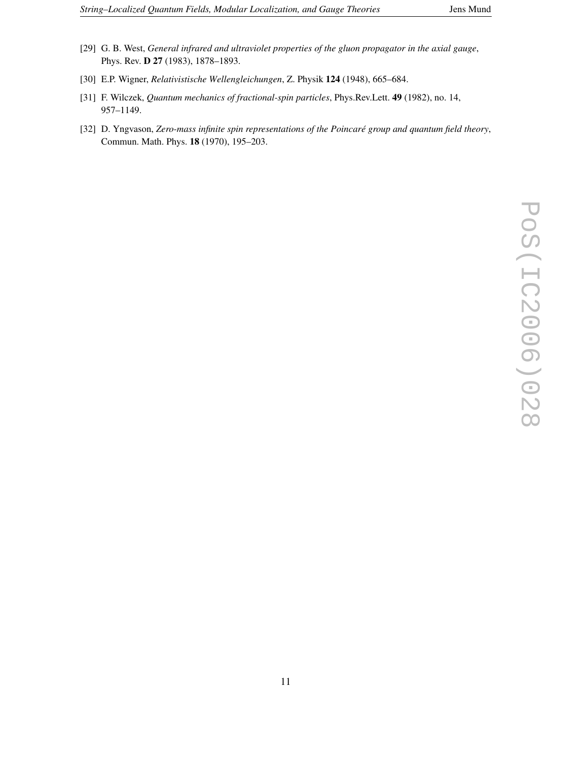[29] G. B. West, *General infrared and ultraviolet properties of the gluon propagator in the axial gauge*, Phys. Rev. **D 27** (1983), 1878–1893.

[30] E.P. Wigner, *Relativistische Wellengleichungen*, Z. Physik **124** (1948), 665–684.

[31] F. Wilczek, *Quantum mechanics of fractional-spin particles*, Phys.Rev.Lett. **49** (1982), no. 14, 957–1149.

[32] D. Yngvason, *Zero-mass infinite spin representations of the Poincaré group and quantum field theory*, Commun. Math. Phys. **18** (1970), 195–203.